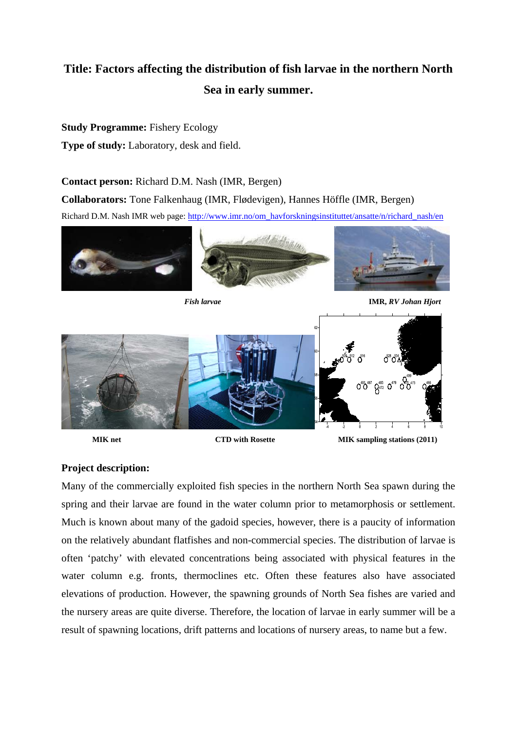# Title: Factors affecting the distribution of fish larvae in the northern North Sea in early summer.

**Study Programme:** Fishery Ecology

**Type of study:** Laboratory, desk and field.

**Contact person:** Richard D.M. Nash (IMR, Bergen)

**Collaborators:** Tone Falkenhaug (IMR, Flødevigen), Hannes Höffle (IMR, Bergen)

Richard D.M. Nash IMR web page: http://www.imr.no/om_havforskningsinstituttet/ansatte/n/richard_nash/en

*Fish larvae* IMR, *RV Johan Hjort*

MIK net CTD with Rosette MIK sampling stations (2011)

**Project description:**

Many of the commercially exploited fish species in the northern North Sea spawn during the spring and their larvae are found in the water column prior to metamorphosis or settlement. Much is known about many of the gadoid species, however, there is a paucity of information on the relatively abundant flatfishes and non-commercial species. The distribution of larvae is often 'patchy' with elevated concentrations being associated with physical features in the water column e.g. fronts, thermoclines etc. Often these features also have associated elevations of production. However, the spawning grounds of North Sea fishes are varied and the nursery areas are quite diverse. Therefore, the location of larvae in early summer will be a result of spawning locations, drift patterns and locations of nursery areas, to name but a few.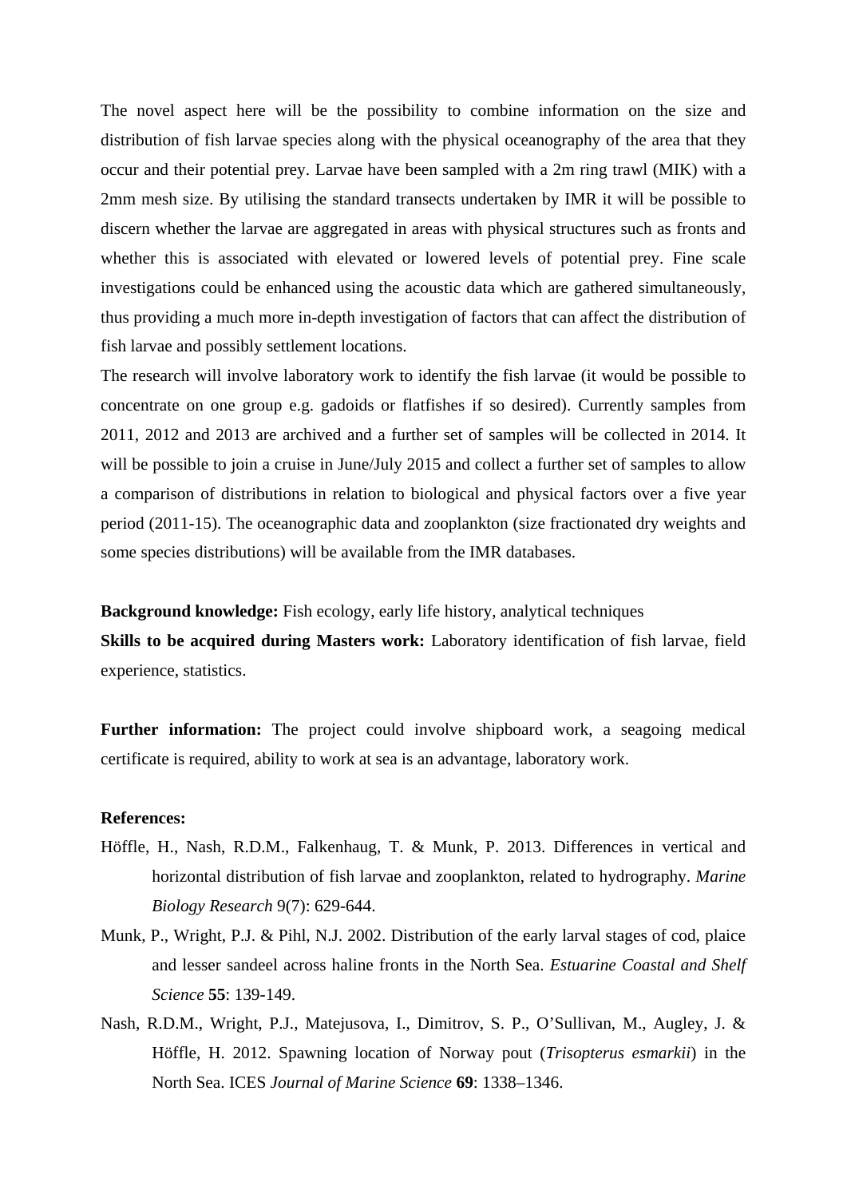The novel aspect here will be the possibility to combine information on the size and distribution of fish larvae species along with the physical oceanography of the area that they occur and their potential prey. Larvae have been sampled with a 2m ring trawl (MIK) with a 2mm mesh size. By utilising the standard transects undertaken by IMR it will be possible to discern whether the larvae are aggregated in areas with physical structures such as fronts and whether this is associated with elevated or lowered levels of potential prey. Fine scale investigations could be enhanced using the acoustic data which are gathered simultaneously, thus providing a much more in-depth investigation of factors that can affect the distribution of fish larvae and possibly settlement locations.

The research will involve laboratory work to identify the fish larvae (it would be possible to concentrate on one group e.g. gadoids or flatfishes if so desired). Currently samples from 2011, 2012 and 2013 are archived and a further set of samples will be collected in 2014. It will be possible to join a cruise in June/July 2015 and collect a further set of samples to allow a comparison of distributions in relation to biological and physical factors over a five year period (2011-15). The oceanographic data and zooplankton (size fractionated dry weights and some species distributions) will be available from the IMR databases.

**Background knowledge:** Fish ecology, early life history, analytical techniques

**Skills to be acquired during Masters work:** Laboratory identification of fish larvae, field experience, statistics.

**Further information:** The project could involve shipboard work, a seagoing medical certificate is required, ability to work at sea is an advantage, laboratory work.

**References:**

Höffle, H., Nash, R.D.M., Falkenhaug, T. & Munk, P. 2013. Differences in vertical and horizontal distribution of fish larvae and zooplankton, related to hydrography. *Marine Biology Research* 9(7): 629-644.

Munk, P., Wright, P.J. & Pihl, N.J. 2002. Distribution of the early larval stages of cod, plaice and lesser sandeel across haline fronts in the North Sea. *Estuarine Coastal and Shelf Science* **55**: 139-149.

Nash, R.D.M., Wright, P.J., Matejusova, I., Dimitrov, S. P., O'Sullivan, M., Augley, J. & Höffle, H. 2012. Spawning location of Norway pout (*Trisopterus esmarkii*) in the North Sea. ICES *Journal of Marine Science* **69**: 1338–1346.